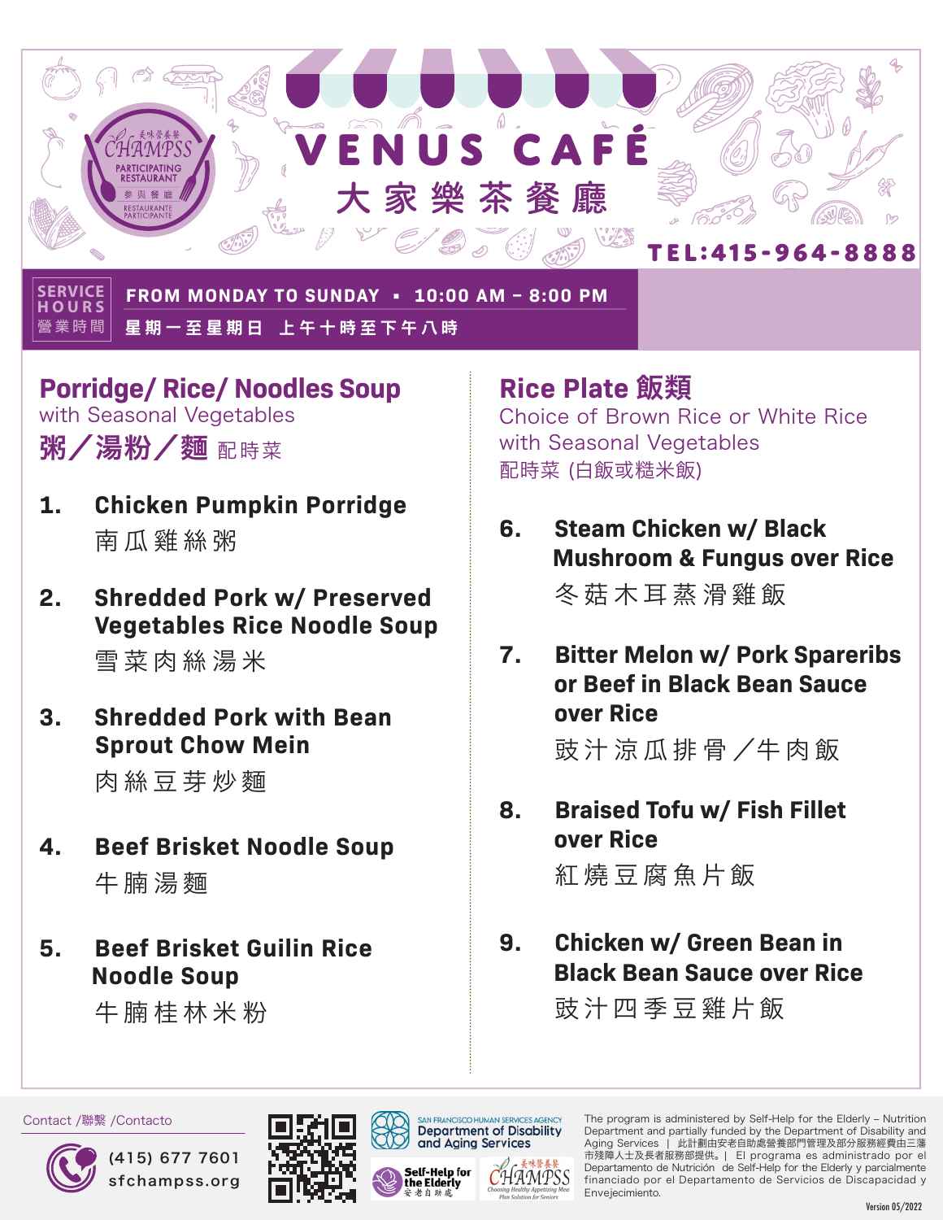CHAMPSS PARTICIPATING RESTAURANT 參與餐廳 RESTAURANTE PARTICIPANTE

# VENUS CAFÉ
# 大家樂茶餐廳

**TEL:415-964-8888**

**SERVICE HOURS 營業時間**

**FROM MONDAY TO SUNDAY ▪ 10:00 AM – 8:00 PM**
**星期一至星期日 上午十時至下午八時**

## Porridge/ Rice/ Noodles Soup
with Seasonal Vegetables
**粥/湯粉/麵** 配時菜

1. **Chicken Pumpkin Porridge**
   南瓜雞絲粥
2. **Shredded Pork w/ Preserved Vegetables Rice Noodle Soup**
   雪菜肉絲湯米
3. **Shredded Pork with Bean Sprout Chow Mein**
   肉絲豆芽炒麵
4. **Beef Brisket Noodle Soup**
   牛腩湯麵
5. **Beef Brisket Guilin Rice Noodle Soup**
   牛腩桂林米粉

## Rice Plate 飯類
Choice of Brown Rice or White Rice
with Seasonal Vegetables
配時菜 (白飯或糙米飯)

6. **Steam Chicken w/ Black Mushroom & Fungus over Rice**
   冬菇木耳蒸滑雞飯
7. **Bitter Melon w/ Pork Spareribs or Beef in Black Bean Sauce over Rice**
   豉汁涼瓜排骨/牛肉飯
8. **Braised Tofu w/ Fish Fillet over Rice**
   紅燒豆腐魚片飯
9. **Chicken w/ Green Bean in Black Bean Sauce over Rice**
   豉汁四季豆雞片飯

Contact /聯繫 /Contacto

(415) 677 7601
sfchampss.org

SAN FRANCISCO HUMAN SERVICES AGENCY Department of Disability and Aging Services

Self-Help for the Elderly 安老自助處

CHAMPSS 美味營養餐 Choosing Healthy Appetizing Meal Plan Solution for Seniors

The program is administered by Self-Help for the Elderly – Nutrition Department and partially funded by the Department of Disability and Aging Services | 此計劃由安老自助處營養部門管理及部分服務經費由三藩市殘障人士及長者服務部提供。| El programa es administrado por el Departamento de Nutrición de Self-Help for the Elderly y parcialmente financiado por el Departamento de Servicios de Discapacidad y Envejecimiento.

Version 05/2022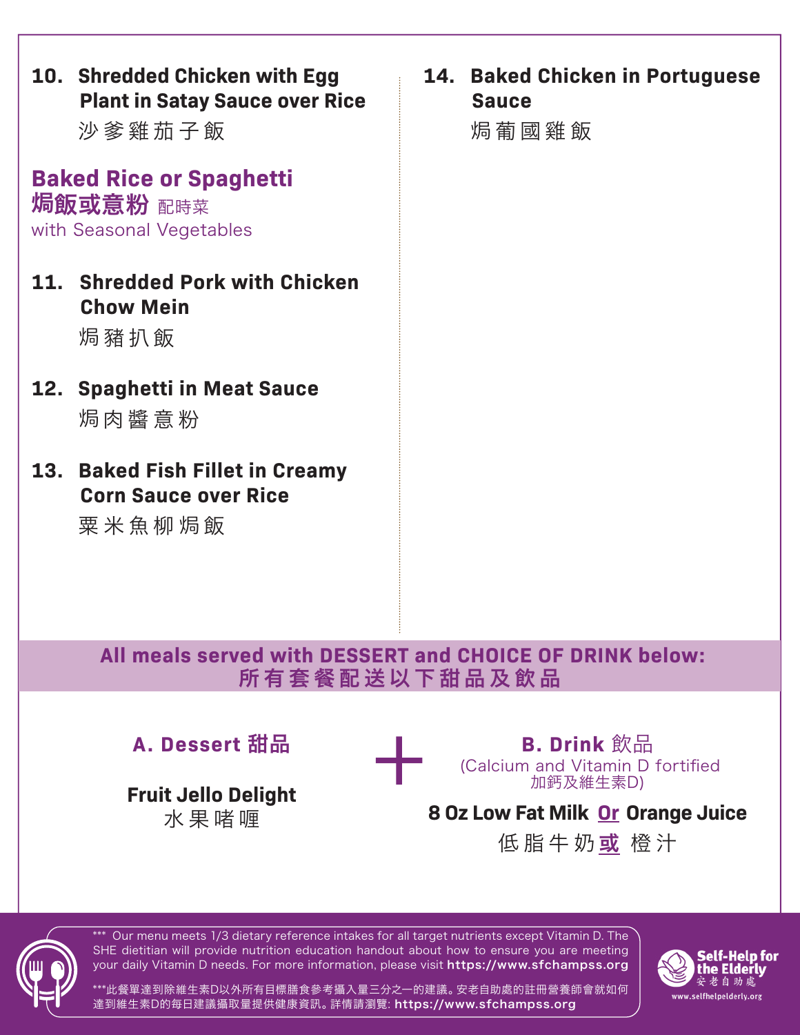**10. Shredded Chicken with Egg Plant in Satay Sauce over Rice**
沙爹雞茄子飯

## Baked Rice or Spaghetti
**焗飯或意粉** 配時菜
with Seasonal Vegetables

**11. Shredded Pork with Chicken Chow Mein**
焗豬扒飯

**12. Spaghetti in Meat Sauce**
焗肉醬意粉

**13. Baked Fish Fillet in Creamy Corn Sauce over Rice**
粟米魚柳焗飯

**14. Baked Chicken in Portuguese Sauce**
焗葡國雞飯

## All meals served with DESSERT and CHOICE OF DRINK below:
## 所有套餐配送以下甜品及飲品

### A. Dessert 甜品

**Fruit Jello Delight**
水果啫喱

+

### B. Drink 飲品

(Calcium and Vitamin D fortified
加鈣及維生素D)

**8 Oz Low Fat Milk Or Orange Juice**
低脂牛奶 **或** 橙汁

\*\*\* Our menu meets 1/3 dietary reference intakes for all target nutrients except Vitamin D. The SHE dietitian will provide nutrition education handout about how to ensure you are meeting your daily Vitamin D needs. For more information, please visit **https://www.sfchampss.org**

\*\*\*此餐單達到除維生素D以外所有目標膳食參考攝入量三分之一的建議。安老自助處的註冊營養師會就如何達到維生素D的每日建議攝取量提供健康資訊。詳情請瀏覽: **https://www.sfchampss.org**

Self-Help for the Elderly
安老自助處
www.selfhelpelderly.org